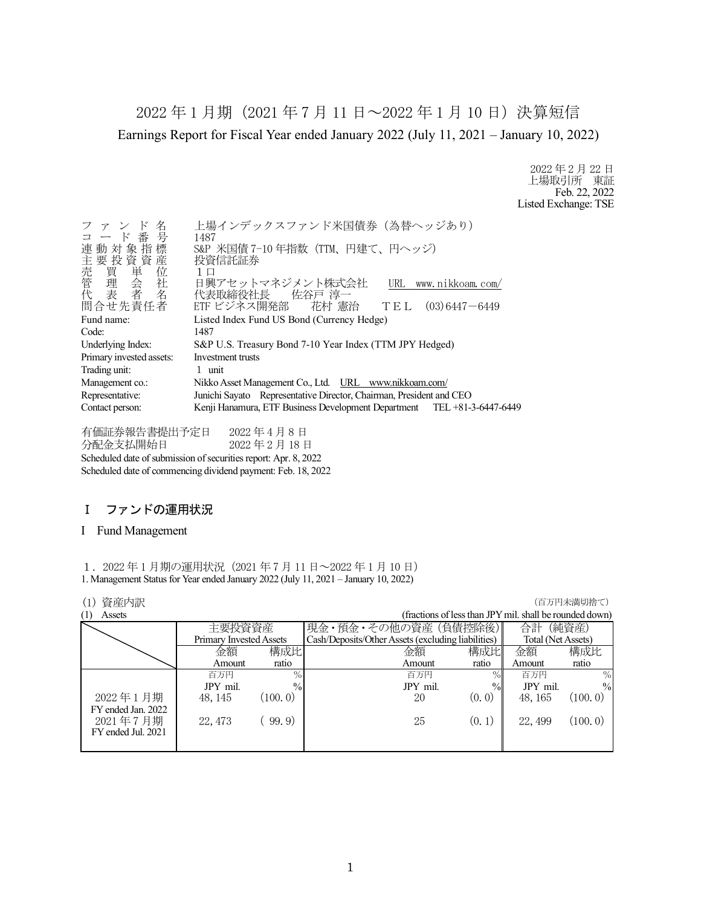# 2022 年 1 月期（2021 年 7 月 11 日～2022 年 1 月 10 日）決算短信

## Earnings Report for Fiscal Year ended January 2022 (July 11, 2021 – January 10, 2022)

2022 年 2 月 22 日
上場取引所　東証
Feb. 22, 2022
Listed Exchange: TSE

| | |
|---|---|
| ファンド名 | 上場インデックスファンド米国債券（為替ヘッジあり） |
| コード番号 | 1487 |
| 連動対象指標 | S&P 米国債 7-10 年指数（TTM、円建て、円ヘッジ） |
| 主要投資資産 | 投資信託証券 |
| 売買単位 | １口 |
| 管理会社 | 日興アセットマネジメント株式会社　URL　www.nikkoam.com/ |
| 代表者名 | 代表取締役社長　佐谷戸 淳一 |
| 問合せ先責任者 | ETF ビジネス開発部　花村 憲治　ＴＥＬ　(03)6447－6449 |
| Fund name: | Listed Index Fund US Bond (Currency Hedge) |
| Code: | 1487 |
| Underlying Index: | S&P U.S. Treasury Bond 7-10 Year Index (TTM JPY Hedged) |
| Primary invested assets: | Investment trusts |
| Trading unit: | 1 unit |
| Management co.: | Nikko Asset Management Co., Ltd.　URL　www.nikkoam.com/ |
| Representative: | Junichi Sayato　Representative Director, Chairman, President and CEO |
| Contact person: | Kenji Hanamura, ETF Business Development Department　TEL +81-3-6447-6449 |

有価証券報告書提出予定日　2022 年 4 月 8 日
分配金支払開始日　2022 年 2 月 18 日
Scheduled date of submission of securities report: Apr. 8, 2022
Scheduled date of commencing dividend payment: Feb. 18, 2022

## Ⅰ ファンドの運用状況

## I Fund Management

### １．2022 年 1 月期の運用状況（2021 年 7 月 11 日～2022 年 1 月 10 日）
### 1. Management Status for Year ended January 2022 (July 11, 2021 – January 10, 2022)

(1) 資産内訳　（百万円未満切捨て）
(1) Assets　(fractions of less than JPY mil. shall be rounded down)

| | 主要投資資産 Primary Invested Assets | | 現金・預金・その他の資産（負債控除後） Cash/Deposits/Other Assets (excluding liabilities) | | 合計（純資産） Total (Net Assets) | |
|---|---|---|---|---|---|---|
| | 金額 Amount | 構成比 ratio | 金額 Amount | 構成比 ratio | 金額 Amount | 構成比 ratio |
| | 百万円 JPY mil. | % | 百万円 JPY mil. | % | 百万円 JPY mil. | % |
| 2022 年 1 月期 FY ended Jan. 2022 | 48, 145 | (100. 0) | 20 | (0. 0) | 48, 165 | (100. 0) |
| 2021 年 7 月期 FY ended Jul. 2021 | 22, 473 | ( 99. 9) | 25 | (0. 1) | 22, 499 | (100. 0) |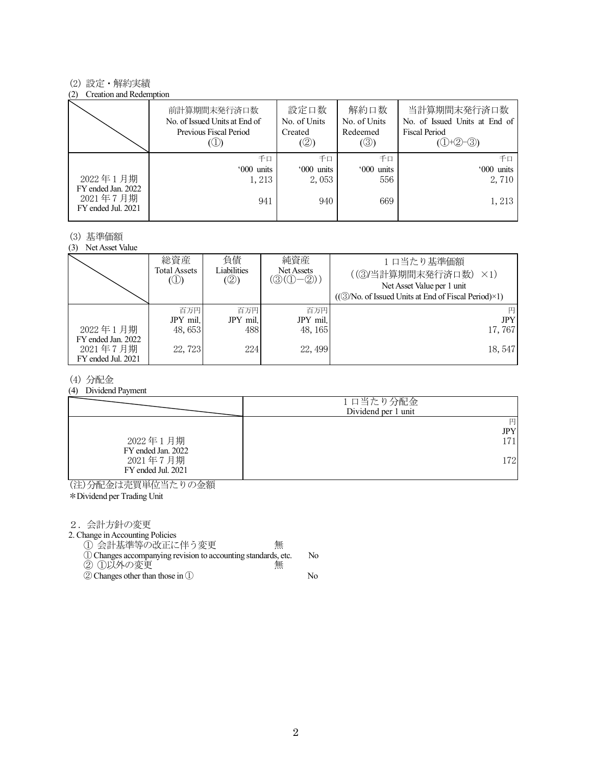(2) 設定・解約実績
(2) Creation and Redemption

| | 前計算期間末発行済口数 No. of Issued Units at End of Previous Fiscal Period (①) | 設定口数 No. of Units Created (②) | 解約口数 No. of Units Redeemed (③) | 当計算期間末発行済口数 No. of Issued Units at End of Fiscal Period (①+②−③) |
|---|---|---|---|---|
| | 千口 '000 units | 千口 '000 units | 千口 '000 units | 千口 '000 units |
| 2022年1月期 FY ended Jan. 2022 | 1, 213 | 2, 053 | 556 | 2, 710 |
| 2021年7月期 FY ended Jul. 2021 | 941 | 940 | 669 | 1, 213 |

(3) 基準価額
(3) Net Asset Value

| | 総資産 Total Assets (①) | 負債 Liabilities (②) | 純資産 Net Assets (③(①−②)) | 1口当たり基準価額 ((③/当計算期間末発行済口数) ×1) Net Asset Value per 1 unit ((③/No. of Issued Units at End of Fiscal Period)×1) |
|---|---|---|---|---|
| | 百万円 JPY mil. | 百万円 JPY mil. | 百万円 JPY mil. | 円 JPY |
| 2022年1月期 FY ended Jan. 2022 | 48, 653 | 488 | 48, 165 | 17, 767 |
| 2021年7月期 FY ended Jul. 2021 | 22, 723 | 224 | 22, 499 | 18, 547 |

(4) 分配金
(4) Dividend Payment

| | 1口当たり分配金 Dividend per 1 unit |
|---|---|
| | 円 JPY |
| 2022年1月期 FY ended Jan. 2022 | 171 |
| 2021年7月期 FY ended Jul. 2021 | 172 |

(注)分配金は売買単位当たりの金額
*Dividend per Trading Unit

2．会計方針の変更
2. Change in Accounting Policies

① 会計基準等の改正に伴う変更　無
① Changes accompanying revision to accounting standards, etc.　No
② ①以外の変更　無
② Changes other than those in ①　No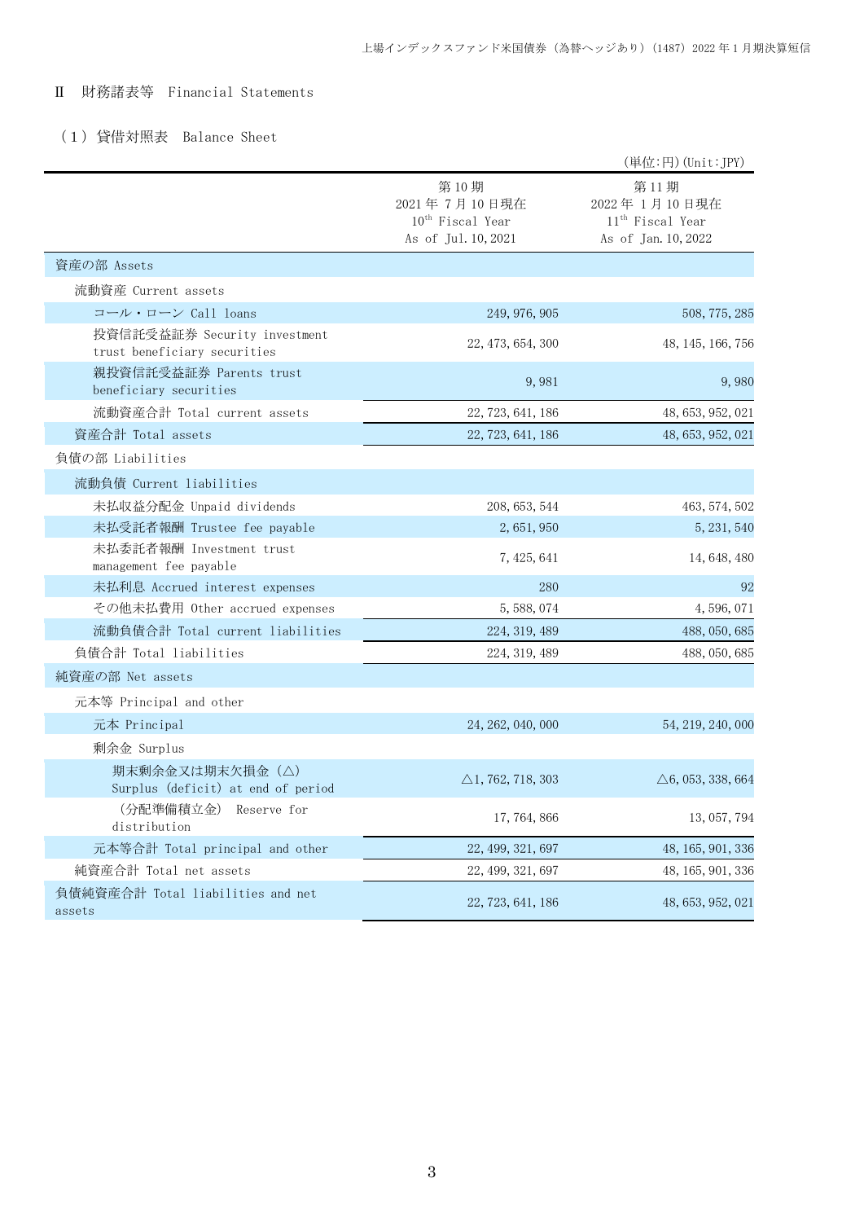## Ⅱ　財務諸表等　Financial Statements

### （１）貸借対照表　Balance Sheet

（単位:円）(Unit:JPY)

| | 第10期<br>2021年７月10日現在<br>10th Fiscal Year<br>As of Jul.10,2021 | 第11期<br>2022年１月10日現在<br>11th Fiscal Year<br>As of Jan.10,2022 |
|---|---|---|
| 資産の部 Assets | | |
| 流動資産 Current assets | | |
| コール・ローン Call loans | 249,976,905 | 508,775,285 |
| 投資信託受益証券 Security investment trust beneficiary securities | 22,473,654,300 | 48,145,166,756 |
| 親投資信託受益証券 Parents trust beneficiary securities | 9,981 | 9,980 |
| 流動資産合計 Total current assets | 22,723,641,186 | 48,653,952,021 |
| 資産合計 Total assets | 22,723,641,186 | 48,653,952,021 |
| 負債の部 Liabilities | | |
| 流動負債 Current liabilities | | |
| 未払収益分配金 Unpaid dividends | 208,653,544 | 463,574,502 |
| 未払受託者報酬 Trustee fee payable | 2,651,950 | 5,231,540 |
| 未払委託者報酬 Investment trust management fee payable | 7,425,641 | 14,648,480 |
| 未払利息 Accrued interest expenses | 280 | 92 |
| その他未払費用 Other accrued expenses | 5,588,074 | 4,596,071 |
| 流動負債合計 Total current liabilities | 224,319,489 | 488,050,685 |
| 負債合計 Total liabilities | 224,319,489 | 488,050,685 |
| 純資産の部 Net assets | | |
| 元本等 Principal and other | | |
| 元本 Principal | 24,262,040,000 | 54,219,240,000 |
| 剰余金 Surplus | | |
| 期末剰余金又は期末欠損金（△） Surplus (deficit) at end of period | △1,762,718,303 | △6,053,338,664 |
| （分配準備積立金） Reserve for distribution | 17,764,866 | 13,057,794 |
| 元本等合計 Total principal and other | 22,499,321,697 | 48,165,901,336 |
| 純資産合計 Total net assets | 22,499,321,697 | 48,165,901,336 |
| 負債純資産合計 Total liabilities and net assets | 22,723,641,186 | 48,653,952,021 |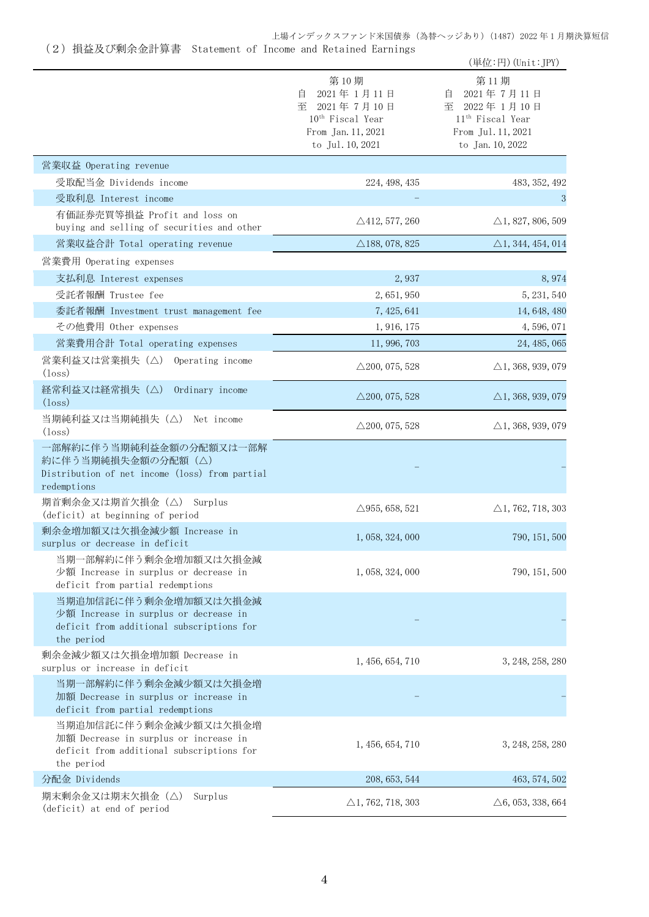## （２）損益及び剰余金計算書　Statement of Income and Retained Earnings

（単位:円）(Unit:JPY)

| | 第10期<br>自　2021年1月11日<br>至　2021年7月10日<br>10th Fiscal Year<br>From Jan.11,2021<br>to Jul.10,2021 | 第11期<br>自　2021年7月11日<br>至　2022年1月10日<br>11th Fiscal Year<br>From Jul.11,2021<br>to Jan.10,2022 |
|---|---|---|
| 営業収益 Operating revenue | | |
| 受取配当金 Dividends income | 224,498,435 | 483,352,492 |
| 受取利息 Interest income | － | 3 |
| 有価証券売買等損益 Profit and loss on buying and selling of securities and other | △412,577,260 | △1,827,806,509 |
| 営業収益合計 Total operating revenue | △188,078,825 | △1,344,454,014 |
| 営業費用 Operating expenses | | |
| 支払利息 Interest expenses | 2,937 | 8,974 |
| 受託者報酬 Trustee fee | 2,651,950 | 5,231,540 |
| 委託者報酬 Investment trust management fee | 7,425,641 | 14,648,480 |
| その他費用 Other expenses | 1,916,175 | 4,596,071 |
| 営業費用合計 Total operating expenses | 11,996,703 | 24,485,065 |
| 営業利益又は営業損失（△） Operating income (loss) | △200,075,528 | △1,368,939,079 |
| 経常利益又は経常損失（△） Ordinary income (loss) | △200,075,528 | △1,368,939,079 |
| 当期純利益又は当期純損失（△） Net income (loss) | △200,075,528 | △1,368,939,079 |
| 一部解約に伴う当期純利益金額の分配額又は一部解約に伴う当期純損失金額の分配額（△） Distribution of net income (loss) from partial redemptions | － | － |
| 期首剰余金又は期首欠損金（△） Surplus (deficit) at beginning of period | △955,658,521 | △1,762,718,303 |
| 剰余金増加額又は欠損金減少額 Increase in surplus or decrease in deficit | 1,058,324,000 | 790,151,500 |
| 当期一部解約に伴う剰余金増加額又は欠損金減少額 Increase in surplus or decrease in deficit from partial redemptions | 1,058,324,000 | 790,151,500 |
| 当期追加信託に伴う剰余金増加額又は欠損金減少額 Increase in surplus or decrease in deficit from additional subscriptions for the period | － | － |
| 剰余金減少額又は欠損金増加額 Decrease in surplus or increase in deficit | 1,456,654,710 | 3,248,258,280 |
| 当期一部解約に伴う剰余金減少額又は欠損金増加額 Decrease in surplus or increase in deficit from partial redemptions | － | － |
| 当期追加信託に伴う剰余金減少額又は欠損金増加額 Decrease in surplus or increase in deficit from additional subscriptions for the period | 1,456,654,710 | 3,248,258,280 |
| 分配金 Dividends | 208,653,544 | 463,574,502 |
| 期末剰余金又は期末欠損金（△） Surplus (deficit) at end of period | △1,762,718,303 | △6,053,338,664 |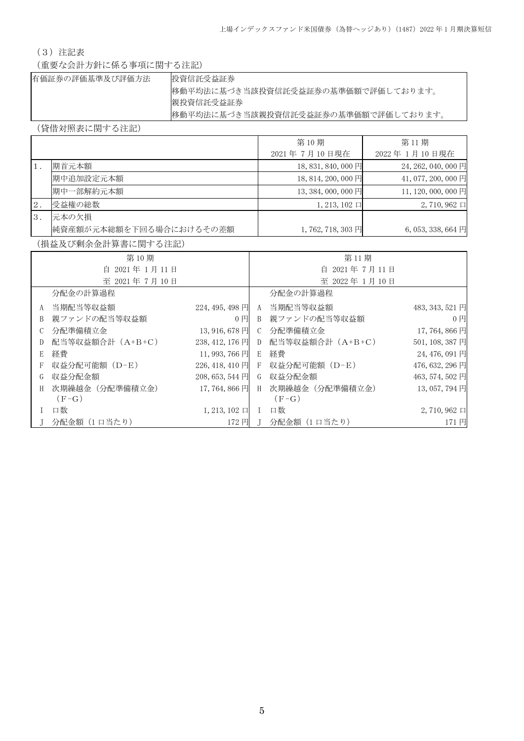### （３）注記表

（重要な会計方針に係る事項に関する注記）

| 有価証券の評価基準及び評価方法 | 投資信託受益証券<br>移動平均法に基づき当該投資信託受益証券の基準価額で評価しております。<br>親投資信託受益証券<br>移動平均法に基づき当該親投資信託受益証券の基準価額で評価しております。 |
|---|---|

（貸借対照表に関する注記）

| | | 第10期<br>2021年 7月10日現在 | 第11期<br>2022年 1月10日現在 |
|---|---|---|---|
| 1． | 期首元本額 | 18,831,840,000円 | 24,262,040,000円 |
| | 期中追加設定元本額 | 18,814,200,000円 | 41,077,200,000円 |
| | 期中一部解約元本額 | 13,384,000,000円 | 11,120,000,000円 |
| 2． | 受益権の総数 | 1,213,102口 | 2,710,962口 |
| 3． | 元本の欠損<br>純資産額が元本総額を下回る場合におけるその差額 | 1,762,718,303円 | 6,053,338,664円 |

（損益及び剰余金計算書に関する注記）

| 第10期<br>自 2021年 1月11日<br>至 2021年 7月10日 | | | 第11期<br>自 2021年 7月11日<br>至 2022年 1月10日 | | |
|---|---|---|---|---|---|
| | 分配金の計算過程 | | | 分配金の計算過程 | |
| A | 当期配当等収益額 | 224,495,498円 | A | 当期配当等収益額 | 483,343,521円 |
| B | 親ファンドの配当等収益額 | 0円 | B | 親ファンドの配当等収益額 | 0円 |
| C | 分配準備積立金 | 13,916,678円 | C | 分配準備積立金 | 17,764,866円 |
| D | 配当等収益額合計（A+B+C） | 238,412,176円 | D | 配当等収益額合計（A+B+C） | 501,108,387円 |
| E | 経費 | 11,993,766円 | E | 経費 | 24,476,091円 |
| F | 収益分配可能額（D−E） | 226,418,410円 | F | 収益分配可能額（D−E） | 476,632,296円 |
| G | 収益分配金額 | 208,653,544円 | G | 収益分配金額 | 463,574,502円 |
| H | 次期繰越金（分配準備積立金）<br>（F−G） | 17,764,866円 | H | 次期繰越金（分配準備積立金）<br>（F−G） | 13,057,794円 |
| I | 口数 | 1,213,102口 | I | 口数 | 2,710,962口 |
| J | 分配金額（1口当たり） | 172円 | J | 分配金額（1口当たり） | 171円 |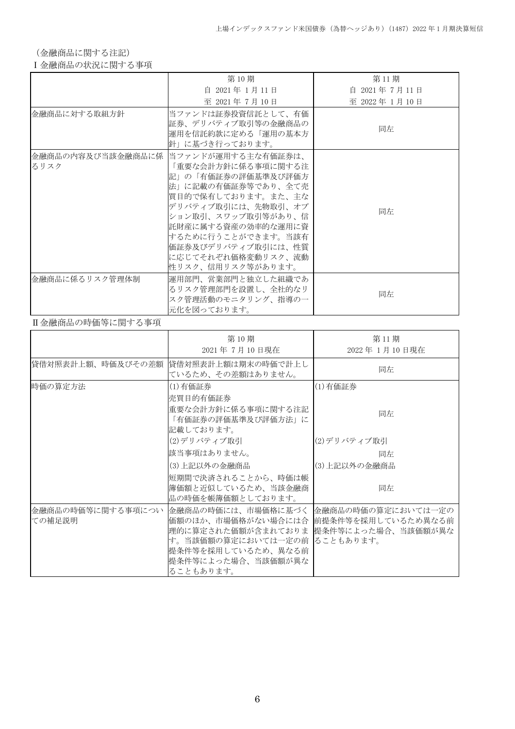（金融商品に関する注記）

Ⅰ金融商品の状況に関する事項

| | 第10期<br>自 2021年 1月11日<br>至 2021年 7月10日 | 第11期<br>自 2021年 7月11日<br>至 2022年 1月10日 |
|---|---|---|
| 金融商品に対する取組方針 | 当ファンドは証券投資信託として、有価証券、デリバティブ取引等の金融商品の運用を信託約款に定める「運用の基本方針」に基づき行っております。 | 同左 |
| 金融商品の内容及び当該金融商品に係るリスク | 当ファンドが運用する主な有価証券は、「重要な会計方針に係る事項に関する注記」の「有価証券の評価基準及び評価方法」に記載の有価証券等であり、全て売買目的で保有しております。また、主なデリバティブ取引には、先物取引、オプション取引、スワップ取引等があり、信託財産に属する資産の効率的な運用に資するために行うことができます。当該有価証券及びデリバティブ取引には、性質に応じてそれぞれ価格変動リスク、流動性リスク、信用リスク等があります。 | 同左 |
| 金融商品に係るリスク管理体制 | 運用部門、営業部門と独立した組織であるリスク管理部門を設置し、全社的なリスク管理活動のモニタリング、指導の一元化を図っております。 | 同左 |

Ⅱ金融商品の時価等に関する事項

| | 第10期<br>2021年 7月10日現在 | 第11期<br>2022年 1月10日現在 |
|---|---|---|
| 貸借対照表計上額、時価及びその差額 | 貸借対照表計上額は期末の時価で計上しているため、その差額はありません。 | 同左 |
| 時価の算定方法 | (1)有価証券<br>売買目的有価証券<br>重要な会計方針に係る事項に関する注記「有価証券の評価基準及び評価方法」に記載しております。<br>(2)デリバティブ取引<br>該当事項はありません。<br>(3)上記以外の金融商品<br>短期間で決済されることから、時価は帳簿価額と近似しているため、当該金融商品の時価を帳簿価額としております。 | (1)有価証券<br>同左<br>(2)デリバティブ取引<br>同左<br>(3)上記以外の金融商品<br>同左 |
| 金融商品の時価等に関する事項についての補足説明 | 金融商品の時価には、市場価格に基づく価額のほか、市場価格がない場合には合理的に算定された価額が含まれております。当該価額の算定においては一定の前提条件等を採用しているため、異なる前提条件等によった場合、当該価額が異なることもあります。 | 金融商品の時価の算定においては一定の前提条件等を採用しているため異なる前提条件等によった場合、当該価額が異なることもあります。 |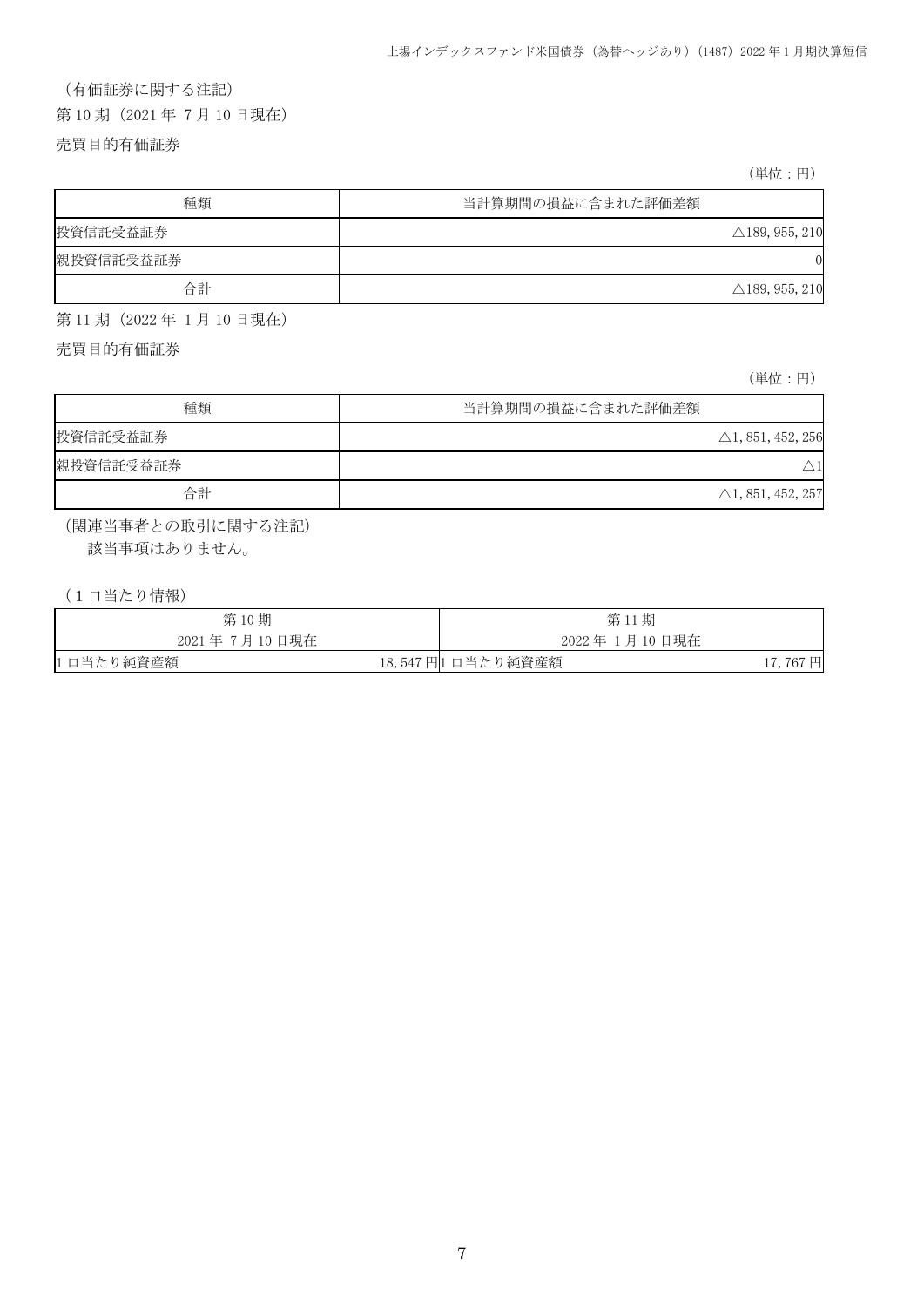（有価証券に関する注記）

第10期（2021年 7月10日現在）

売買目的有価証券

（単位：円）

| 種類 | 当計算期間の損益に含まれた評価差額 |
|---|---|
| 投資信託受益証券 | △189,955,210 |
| 親投資信託受益証券 | 0 |
| 合計 | △189,955,210 |

第11期（2022年 1月10日現在）

売買目的有価証券

（単位：円）

| 種類 | 当計算期間の損益に含まれた評価差額 |
|---|---|
| 投資信託受益証券 | △1,851,452,256 |
| 親投資信託受益証券 | △1 |
| 合計 | △1,851,452,257 |

（関連当事者との取引に関する注記）

該当事項はありません。

（1口当たり情報）

| 第10期<br>2021年 7月10日現在 | | 第11期<br>2022年 1月10日現在 | |
|---|---|---|---|
| 1口当たり純資産額 | 18,547円 | 1口当たり純資産額 | 17,767円 |